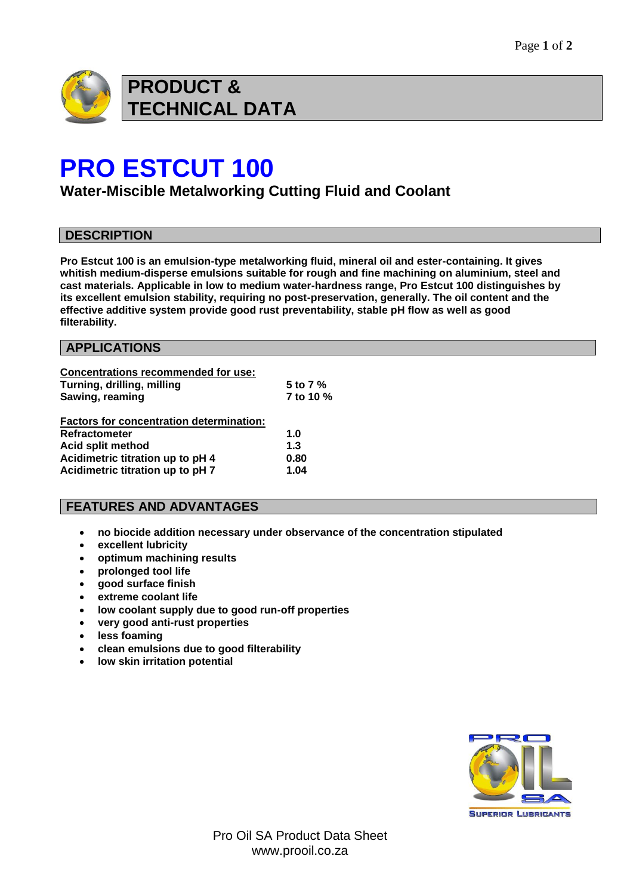# PRODUCT & TECHNICAL DATA

# PRO ESTCUT 100

## Water-Miscible Metalworking Cutting Fluid and Coolant

## DESCRIPTION

**Pro Estcut 100 is an emulsion-type metalworking fluid, mineral oil and ester-containing. It gives whitish medium-disperse emulsions suitable for rough and fine machining on aluminium, steel and cast materials. Applicable in low to medium water-hardness range, Pro Estcut 100 distinguishes by its excellent emulsion stability, requiring no post-preservation, generally. The oil content and the effective additive system provide good rust preventability, stable pH flow as well as good filterability.**

## APPLICATIONS

**Concentrations recommended for use:**

| | |
|---|---|
| **Turning, drilling, milling** | **5 to 7 %** |
| **Sawing, reaming** | **7 to 10 %** |

**Factors for concentration determination:**

| | |
|---|---|
| **Refractometer** | **1.0** |
| **Acid split method** | **1.3** |
| **Acidimetric titration up to pH 4** | **0.80** |
| **Acidimetric titration up to pH 7** | **1.04** |

## FEATURES AND ADVANTAGES

- **no biocide addition necessary under observance of the concentration stipulated**
- **excellent lubricity**
- **optimum machining results**
- **prolonged tool life**
- **good surface finish**
- **extreme coolant life**
- **low coolant supply due to good run-off properties**
- **very good anti-rust properties**
- **less foaming**
- **clean emulsions due to good filterability**
- **low skin irritation potential**

PRO OIL SA
SUPERIOR LUBRICANTS

Pro Oil SA Product Data Sheet
www.prooil.co.za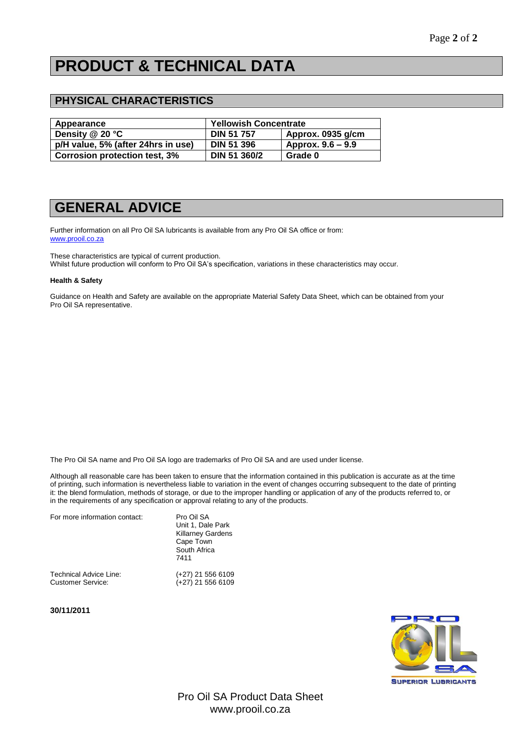# PRODUCT & TECHNICAL DATA

## PHYSICAL CHARACTERISTICS

| | | |
|---|---|---|
| **Appearance** | **Yellowish Concentrate** | |
| **Density @ 20 °C** | **DIN 51 757** | **Approx. 0935 g/cm** |
| **p/H value, 5% (after 24hrs in use)** | **DIN 51 396** | **Approx. 9.6 – 9.9** |
| **Corrosion protection test, 3%** | **DIN 51 360/2** | **Grade 0** |

# GENERAL ADVICE

Further information on all Pro Oil SA lubricants is available from any Pro Oil SA office or from:
www.prooil.co.za

These characteristics are typical of current production.
Whilst future production will conform to Pro Oil SA's specification, variations in these characteristics may occur.

**Health & Safety**

Guidance on Health and Safety are available on the appropriate Material Safety Data Sheet, which can be obtained from your Pro Oil SA representative.

The Pro Oil SA name and Pro Oil SA logo are trademarks of Pro Oil SA and are used under license.

Although all reasonable care has been taken to ensure that the information contained in this publication is accurate as at the time of printing, such information is nevertheless liable to variation in the event of changes occurring subsequent to the date of printing it: the blend formulation, methods of storage, or due to the improper handling or application of any of the products referred to, or in the requirements of any specification or approval relating to any of the products.

For more information contact:

Pro Oil SA
Unit 1, Dale Park
Killarney Gardens
Cape Town
South Africa
7411

Technical Advice Line: (+27) 21 556 6109
Customer Service: (+27) 21 556 6109

**30/11/2011**

PRO OIL SA
SUPERIOR LUBRICANTS

Pro Oil SA Product Data Sheet
www.prooil.co.za